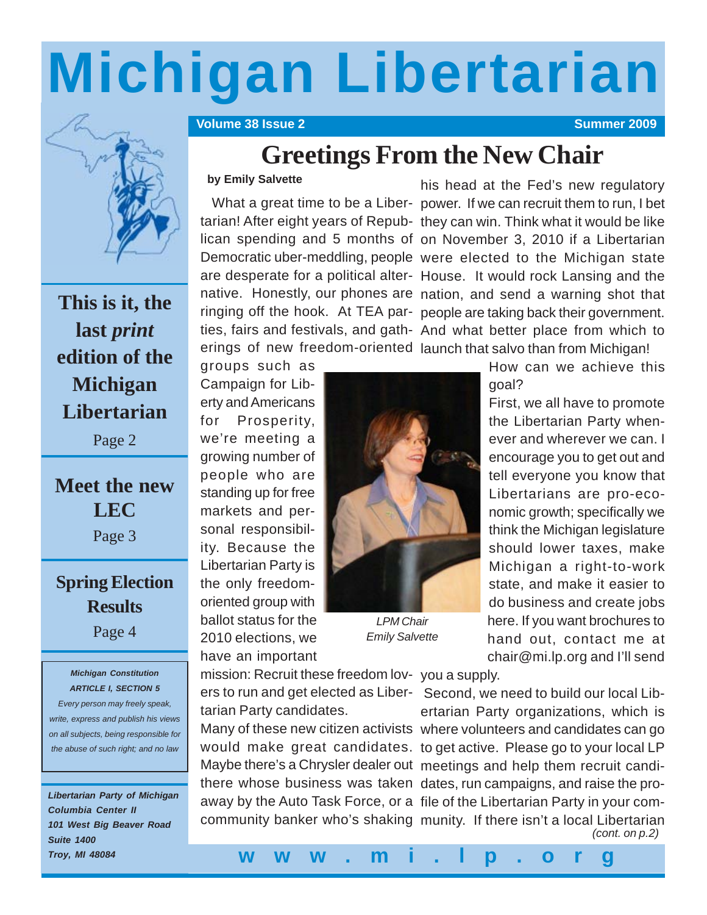# Michigan Libertarian

**Volume 38 Issue 2** **Summer 2009**

## Greetings From the New Chair

**by Emily Salvette**

What a great time to be a Libertarian! After eight years of Republican spending and 5 months of Democratic uber-meddling, people are desperate for a political alternative. Honestly, our phones are ringing off the hook. At TEA parties, fairs and festivals, and gatherings of new freedom-oriented groups such as Campaign for Liberty and Americans for Prosperity, we're meeting a growing number of people who are standing up for free markets and personal responsibility. Because the Libertarian Party is the only freedom-oriented group with ballot status for the 2010 elections, we have an important mission: Recruit these freedom lovers to run and get elected as Libertarian Party candidates.

Many of these new citizen activists would make great candidates. Maybe there's a Chrysler dealer out there whose business was taken away by the Auto Task Force, or a community banker who's shaking his head at the Fed's new regulatory power. If we can recruit them to run, I bet they can win. Think what it would be like on November 3, 2010 if a Libertarian were elected to the Michigan state House. It would rock Lansing and the nation, and send a warning shot that people are taking back their government. And what better place from which to launch that salvo than from Michigan!

*LPM Chair Emily Salvette*

How can we achieve this goal?

First, we all have to promote the Libertarian Party whenever and wherever we can. I encourage you to get out and tell everyone you know that Libertarians are pro-economic growth; specifically we think the Michigan legislature should lower taxes, make Michigan a right-to-work state, and make it easier to do business and create jobs here. If you want brochures to hand out, contact me at chair@mi.lp.org and I'll send you a supply.

Second, we need to build our local Libertarian Party organizations, which is where volunteers and candidates can go to get active. Please go to your local LP meetings and help them recruit candidates, run campaigns, and raise the profile of the Libertarian Party in your community. If there isn't a local Libertarian

*(cont. on p.2)*

---

**This is it, the last *print* edition of the Michigan Libertarian**
Page 2

**Meet the new LEC**
Page 3

**Spring Election Results**
Page 4

***Michigan Constitution***
***ARTICLE I, SECTION 5***
*Every person may freely speak, write, express and publish his views on all subjects, being responsible for the abuse of such right; and no law*

***Libertarian Party of Michigan***
***Columbia Center II***
***101 West Big Beaver Road***
***Suite 1400***
***Troy, MI 48084***

**www.mi.lp.org**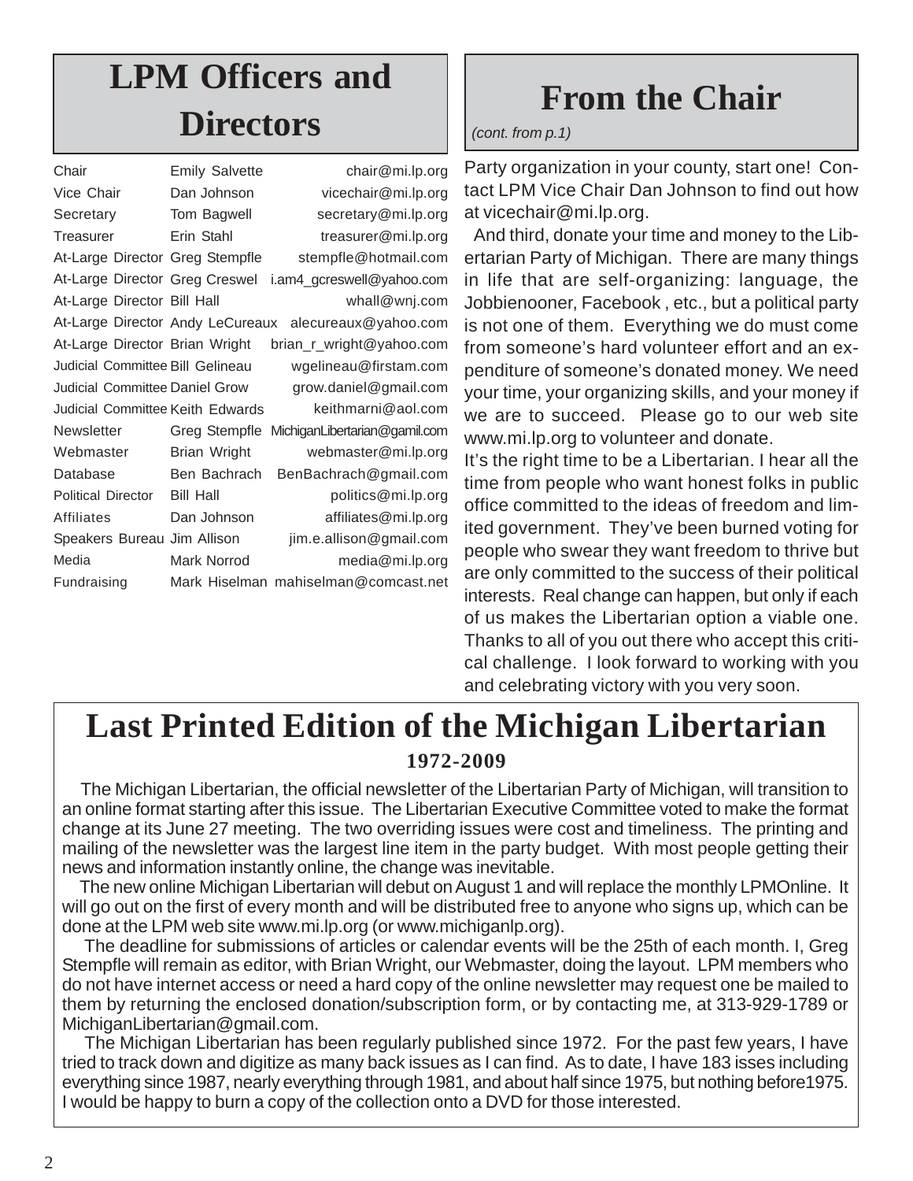## LPM Officers and Directors

| Position | Name | Email |
|---|---|---|
| Chair | Emily Salvette | chair@mi.lp.org |
| Vice Chair | Dan Johnson | vicechair@mi.lp.org |
| Secretary | Tom Bagwell | secretary@mi.lp.org |
| Treasurer | Erin Stahl | treasurer@mi.lp.org |
| At-Large Director | Greg Stempfle | stempfle@hotmail.com |
| At-Large Director | Greg Creswel | i.am4_gcreswell@yahoo.com |
| At-Large Director | Bill Hall | whall@wnj.com |
| At-Large Director | Andy LeCureaux | alecureaux@yahoo.com |
| At-Large Director | Brian Wright | brian_r_wright@yahoo.com |
| Judicial Committee | Bill Gelineau | wgelineau@firstam.com |
| Judicial Committee | Daniel Grow | grow.daniel@gmail.com |
| Judicial Committee | Keith Edwards | keithmarni@aol.com |
| Newsletter | Greg Stempfle | MichiganLibertarian@gamil.com |
| Webmaster | Brian Wright | webmaster@mi.lp.org |
| Database | Ben Bachrach | BenBachrach@gmail.com |
| Political Director | Bill Hall | politics@mi.lp.org |
| Affiliates | Dan Johnson | affiliates@mi.lp.org |
| Speakers Bureau | Jim Allison | jim.e.allison@gmail.com |
| Media | Mark Norrod | media@mi.lp.org |
| Fundraising | Mark Hiselman | mahiselman@comcast.net |

## From the Chair

*(cont. from p.1)*

Party organization in your county, start one! Contact LPM Vice Chair Dan Johnson to find out how at vicechair@mi.lp.org.

And third, donate your time and money to the Libertarian Party of Michigan. There are many things in life that are self-organizing: language, the Jobbienooner, Facebook , etc., but a political party is not one of them. Everything we do must come from someone's hard volunteer effort and an expenditure of someone's donated money. We need your time, your organizing skills, and your money if we are to succeed. Please go to our web site www.mi.lp.org to volunteer and donate.

It's the right time to be a Libertarian. I hear all the time from people who want honest folks in public office committed to the ideas of freedom and limited government. They've been burned voting for people who swear they want freedom to thrive but are only committed to the success of their political interests. Real change can happen, but only if each of us makes the Libertarian option a viable one. Thanks to all of you out there who accept this critical challenge. I look forward to working with you and celebrating victory with you very soon.

## Last Printed Edition of the Michigan Libertarian

### 1972-2009

The Michigan Libertarian, the official newsletter of the Libertarian Party of Michigan, will transition to an online format starting after this issue. The Libertarian Executive Committee voted to make the format change at its June 27 meeting. The two overriding issues were cost and timeliness. The printing and mailing of the newsletter was the largest line item in the party budget. With most people getting their news and information instantly online, the change was inevitable.

The new online Michigan Libertarian will debut on August 1 and will replace the monthly LPMOnline. It will go out on the first of every month and will be distributed free to anyone who signs up, which can be done at the LPM web site www.mi.lp.org (or www.michiganlp.org).

The deadline for submissions of articles or calendar events will be the 25th of each month. I, Greg Stempfle will remain as editor, with Brian Wright, our Webmaster, doing the layout. LPM members who do not have internet access or need a hard copy of the online newsletter may request one be mailed to them by returning the enclosed donation/subscription form, or by contacting me, at 313-929-1789 or MichiganLibertarian@gmail.com.

The Michigan Libertarian has been regularly published since 1972. For the past few years, I have tried to track down and digitize as many back issues as I can find. As to date, I have 183 isses including everything since 1987, nearly everything through 1981, and about half since 1975, but nothing before1975. I would be happy to burn a copy of the collection onto a DVD for those interested.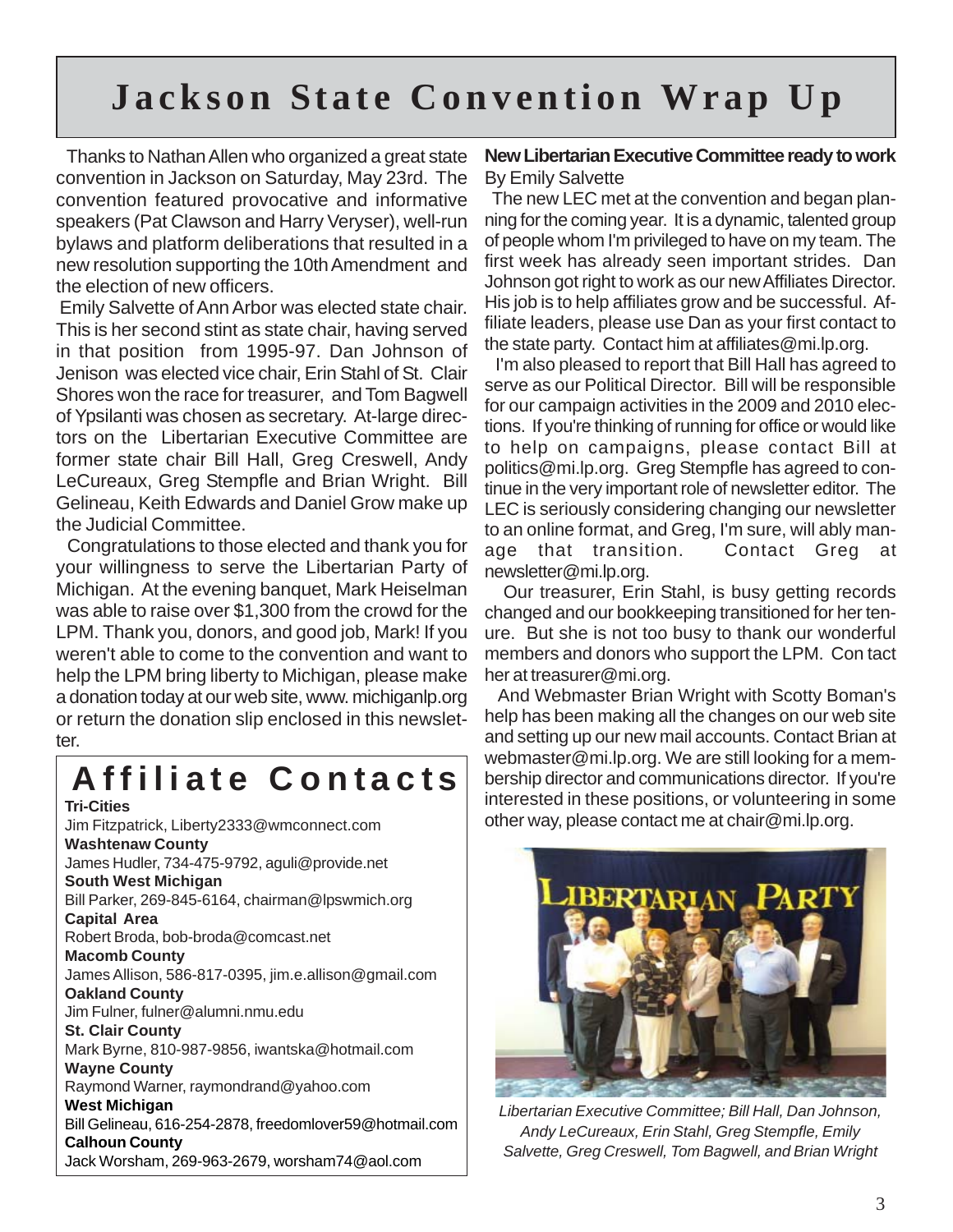# Jackson State Convention Wrap Up

Thanks to Nathan Allen who organized a great state convention in Jackson on Saturday, May 23rd. The convention featured provocative and informative speakers (Pat Clawson and Harry Veryser), well-run bylaws and platform deliberations that resulted in a new resolution supporting the 10th Amendment and the election of new officers.

Emily Salvette of Ann Arbor was elected state chair. This is her second stint as state chair, having served in that position from 1995-97. Dan Johnson of Jenison was elected vice chair, Erin Stahl of St. Clair Shores won the race for treasurer, and Tom Bagwell of Ypsilanti was chosen as secretary. At-large directors on the Libertarian Executive Committee are former state chair Bill Hall, Greg Creswell, Andy LeCureaux, Greg Stempfle and Brian Wright. Bill Gelineau, Keith Edwards and Daniel Grow make up the Judicial Committee.

Congratulations to those elected and thank you for your willingness to serve the Libertarian Party of Michigan. At the evening banquet, Mark Heiselman was able to raise over $1,300 from the crowd for the LPM. Thank you, donors, and good job, Mark! If you weren't able to come to the convention and want to help the LPM bring liberty to Michigan, please make a donation today at our web site, www. michiganlp.org or return the donation slip enclosed in this newsletter.

## Affiliate Contacts

**Tri-Cities**
Jim Fitzpatrick, Liberty2333@wmconnect.com

**Washtenaw County**
James Hudler, 734-475-9792, aguli@provide.net

**South West Michigan**
Bill Parker, 269-845-6164, chairman@lpswmich.org

**Capital Area**
Robert Broda, bob-broda@comcast.net

**Macomb County**
James Allison, 586-817-0395, jim.e.allison@gmail.com

**Oakland County**
Jim Fulner, fulner@alumni.nmu.edu

**St. Clair County**
Mark Byrne, 810-987-9856, iwantska@hotmail.com

**Wayne County**
Raymond Warner, raymondrand@yahoo.com

**West Michigan**
Bill Gelineau, 616-254-2878, freedomlover59@hotmail.com

**Calhoun County**
Jack Worsham, 269-963-2679, worsham74@aol.com

### New Libertarian Executive Committee ready to work

By Emily Salvette

The new LEC met at the convention and began planning for the coming year. It is a dynamic, talented group of people whom I'm privileged to have on my team. The first week has already seen important strides. Dan Johnson got right to work as our new Affiliates Director. His job is to help affiliates grow and be successful. Affiliate leaders, please use Dan as your first contact to the state party. Contact him at affiliates@mi.lp.org.

I'm also pleased to report that Bill Hall has agreed to serve as our Political Director. Bill will be responsible for our campaign activities in the 2009 and 2010 elections. If you're thinking of running for office or would like to help on campaigns, please contact Bill at politics@mi.lp.org. Greg Stempfle has agreed to continue in the very important role of newsletter editor. The LEC is seriously considering changing our newsletter to an online format, and Greg, I'm sure, will ably manage that transition. Contact Greg at newsletter@mi.lp.org.

Our treasurer, Erin Stahl, is busy getting records changed and our bookkeeping transitioned for her tenure. But she is not too busy to thank our wonderful members and donors who support the LPM. Con tact her at treasurer@mi.org.

And Webmaster Brian Wright with Scotty Boman's help has been making all the changes on our web site and setting up our new mail accounts. Contact Brian at webmaster@mi.lp.org. We are still looking for a membership director and communications director. If you're interested in these positions, or volunteering in some other way, please contact me at chair@mi.lp.org.

*Libertarian Executive Committee; Bill Hall, Dan Johnson, Andy LeCureaux, Erin Stahl, Greg Stempfle, Emily Salvette, Greg Creswell, Tom Bagwell, and Brian Wright*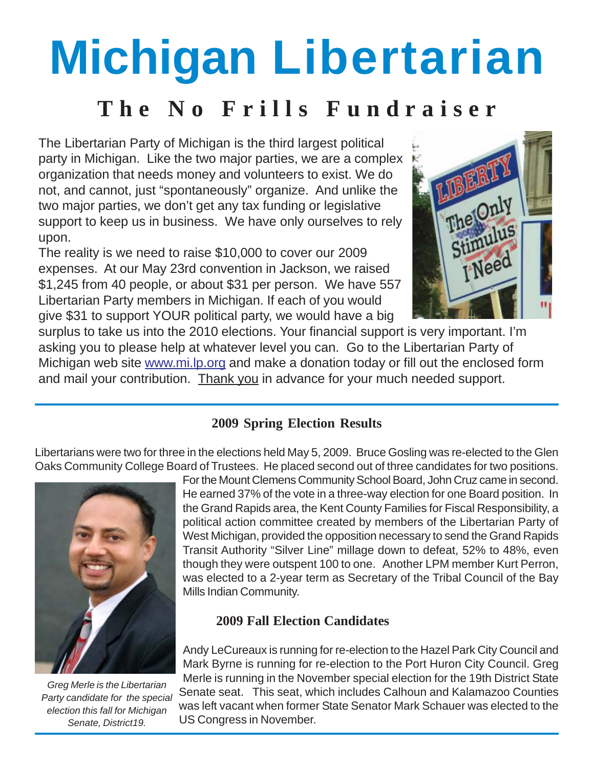# Michigan Libertarian

## The No Frills Fundraiser

The Libertarian Party of Michigan is the third largest political party in Michigan. Like the two major parties, we are a complex organization that needs money and volunteers to exist. We do not, and cannot, just "spontaneously" organize. And unlike the two major parties, we don't get any tax funding or legislative support to keep us in business. We have only ourselves to rely upon.

The reality is we need to raise $10,000 to cover our 2009 expenses. At our May 23rd convention in Jackson, we raised $1,245 from 40 people, or about $31 per person. We have 557 Libertarian Party members in Michigan. If each of you would give $31 to support YOUR political party, we would have a big surplus to take us into the 2010 elections. Your financial support is very important. I'm asking you to please help at whatever level you can. Go to the Libertarian Party of Michigan web site www.mi.lp.org and make a donation today or fill out the enclosed form and mail your contribution. Thank you in advance for your much needed support.

---

### 2009 Spring Election Results

Libertarians were two for three in the elections held May 5, 2009. Bruce Gosling was re-elected to the Glen Oaks Community College Board of Trustees. He placed second out of three candidates for two positions. For the Mount Clemens Community School Board, John Cruz came in second. He earned 37% of the vote in a three-way election for one Board position. In the Grand Rapids area, the Kent County Families for Fiscal Responsibility, a political action committee created by members of the Libertarian Party of West Michigan, provided the opposition necessary to send the Grand Rapids Transit Authority "Silver Line" millage down to defeat, 52% to 48%, even though they were outspent 100 to one. Another LPM member Kurt Perron, was elected to a 2-year term as Secretary of the Tribal Council of the Bay Mills Indian Community.

*Greg Merle is the Libertarian Party candidate for the special election this fall for Michigan Senate, District19.*

### 2009 Fall Election Candidates

Andy LeCureaux is running for re-election to the Hazel Park City Council and Mark Byrne is running for re-election to the Port Huron City Council. Greg Merle is running in the November special election for the 19th District State Senate seat. This seat, which includes Calhoun and Kalamazoo Counties was left vacant when former State Senator Mark Schauer was elected to the US Congress in November.